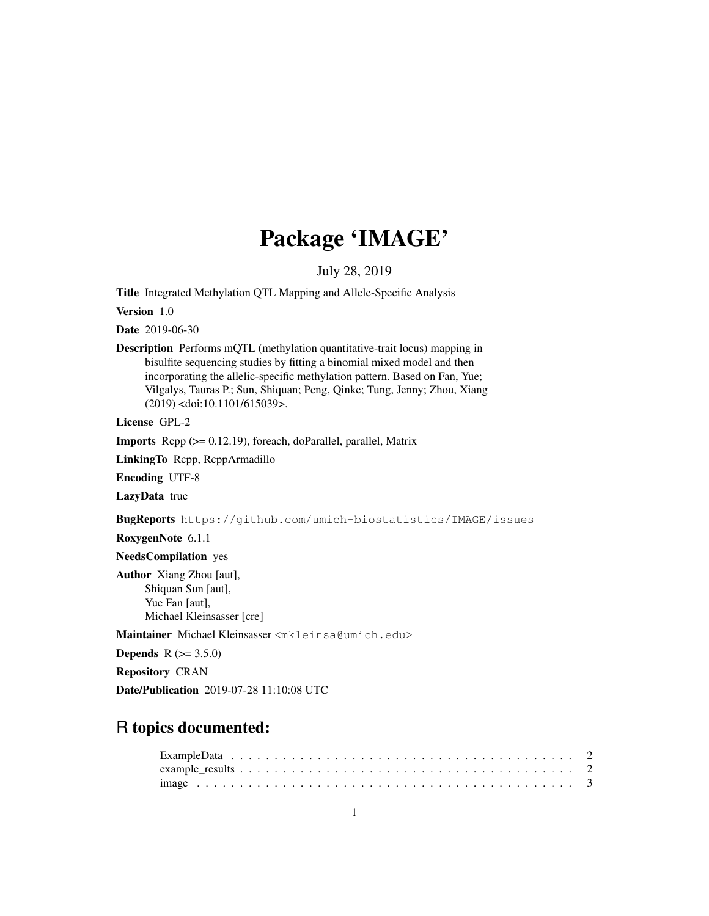# Package 'IMAGE'

July 28, 2019

**Title** Integrated Methylation QTL Mapping and Allele-Specific Analysis

**Version** 1.0

**Date** 2019-06-30

**Description** Performs mQTL (methylation quantitative-trait locus) mapping in bisulfite sequencing studies by fitting a binomial mixed model and then incorporating the allelic-specific methylation pattern. Based on Fan, Yue; Vilgalys, Tauras P.; Sun, Shiquan; Peng, Qinke; Tung, Jenny; Zhou, Xiang (2019) <doi:10.1101/615039>.

**License** GPL-2

**Imports** Rcpp (>= 0.12.19), foreach, doParallel, parallel, Matrix

**LinkingTo** Rcpp, RcppArmadillo

**Encoding** UTF-8

**LazyData** true

**BugReports** https://github.com/umich-biostatistics/IMAGE/issues

**RoxygenNote** 6.1.1

**NeedsCompilation** yes

**Author** Xiang Zhou [aut],
Shiquan Sun [aut],
Yue Fan [aut],
Michael Kleinsasser [cre]

**Maintainer** Michael Kleinsasser <mkleinsa@umich.edu>

**Depends** R (>= 3.5.0)

**Repository** CRAN

**Date/Publication** 2019-07-28 11:10:08 UTC

## R topics documented:

- ExampleData . . . . . . . . . . . . . . . . . . . . . . . . . . . . . . . . . . . . . . . 2
- example_results . . . . . . . . . . . . . . . . . . . . . . . . . . . . . . . . . . . . . 2
- image . . . . . . . . . . . . . . . . . . . . . . . . . . . . . . . . . . . . . . . . . . 3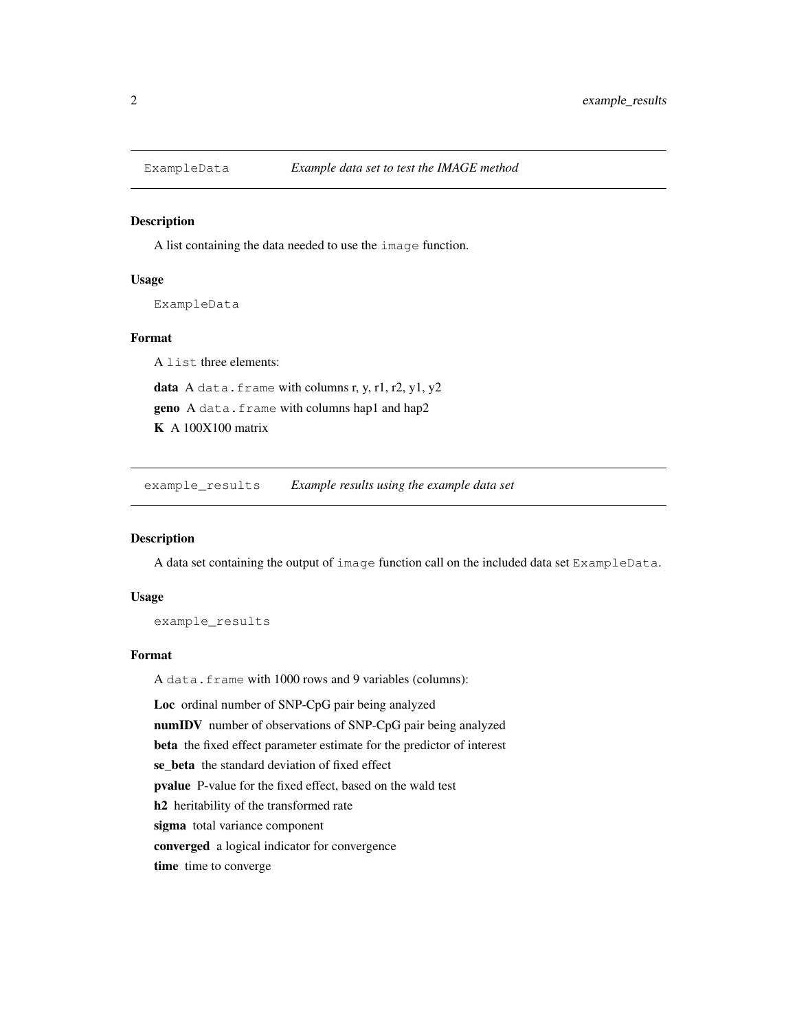## ExampleData *Example data set to test the IMAGE method*

### Description

A list containing the data needed to use the `image` function.

### Usage

```
ExampleData
```

### Format

A `list` three elements:

**data** A `data.frame` with columns r, y, r1, r2, y1, y2

**geno** A `data.frame` with columns hap1 and hap2

**K** A 100X100 matrix

## example_results *Example results using the example data set*

### Description

A data set containing the output of `image` function call on the included data set `ExampleData`.

### Usage

```
example_results
```

### Format

A `data.frame` with 1000 rows and 9 variables (columns):

**Loc** ordinal number of SNP-CpG pair being analyzed

**numIDV** number of observations of SNP-CpG pair being analyzed

**beta** the fixed effect parameter estimate for the predictor of interest

**se_beta** the standard deviation of fixed effect

**pvalue** P-value for the fixed effect, based on the wald test

**h2** heritability of the transformed rate

**sigma** total variance component

**converged** a logical indicator for convergence

**time** time to converge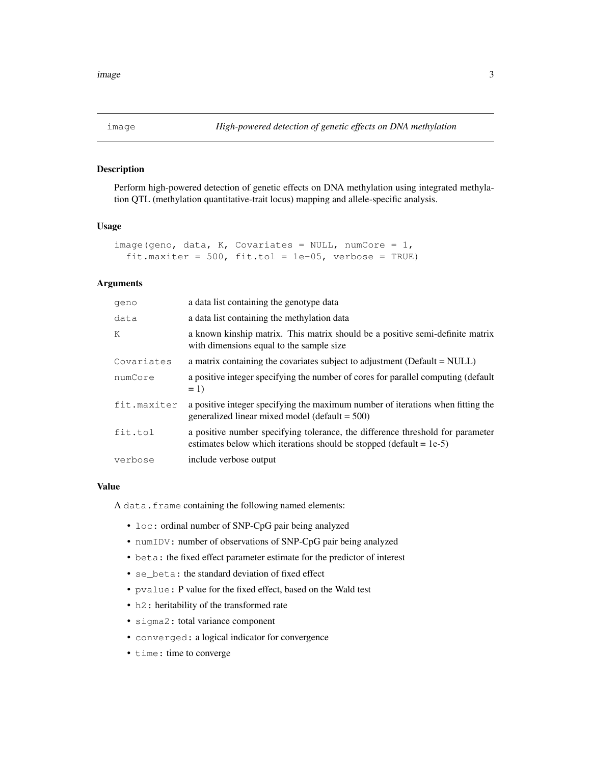# image — *High-powered detection of genetic effects on DNA methylation*

## Description

Perform high-powered detection of genetic effects on DNA methylation using integrated methylation QTL (methylation quantitative-trait locus) mapping and allele-specific analysis.

## Usage

```
image(geno, data, K, Covariates = NULL, numCore = 1,
  fit.maxiter = 500, fit.tol = 1e-05, verbose = TRUE)
```

## Arguments

| | |
|---|---|
| `geno` | a data list containing the genotype data |
| `data` | a data list containing the methylation data |
| `K` | a known kinship matrix. This matrix should be a positive semi-definite matrix with dimensions equal to the sample size |
| `Covariates` | a matrix containing the covariates subject to adjustment (Default = NULL) |
| `numCore` | a positive integer specifying the number of cores for parallel computing (default = 1) |
| `fit.maxiter` | a positive integer specifying the maximum number of iterations when fitting the generalized linear mixed model (default = 500) |
| `fit.tol` | a positive number specifying tolerance, the difference threshold for parameter estimates below which iterations should be stopped (default = 1e-5) |
| `verbose` | include verbose output |

## Value

A `data.frame` containing the following named elements:

- `loc`: ordinal number of SNP-CpG pair being analyzed
- `numIDV`: number of observations of SNP-CpG pair being analyzed
- `beta`: the fixed effect parameter estimate for the predictor of interest
- `se_beta`: the standard deviation of fixed effect
- `pvalue`: P value for the fixed effect, based on the Wald test
- `h2`: heritability of the transformed rate
- `sigma2`: total variance component
- `converged`: a logical indicator for convergence
- `time`: time to converge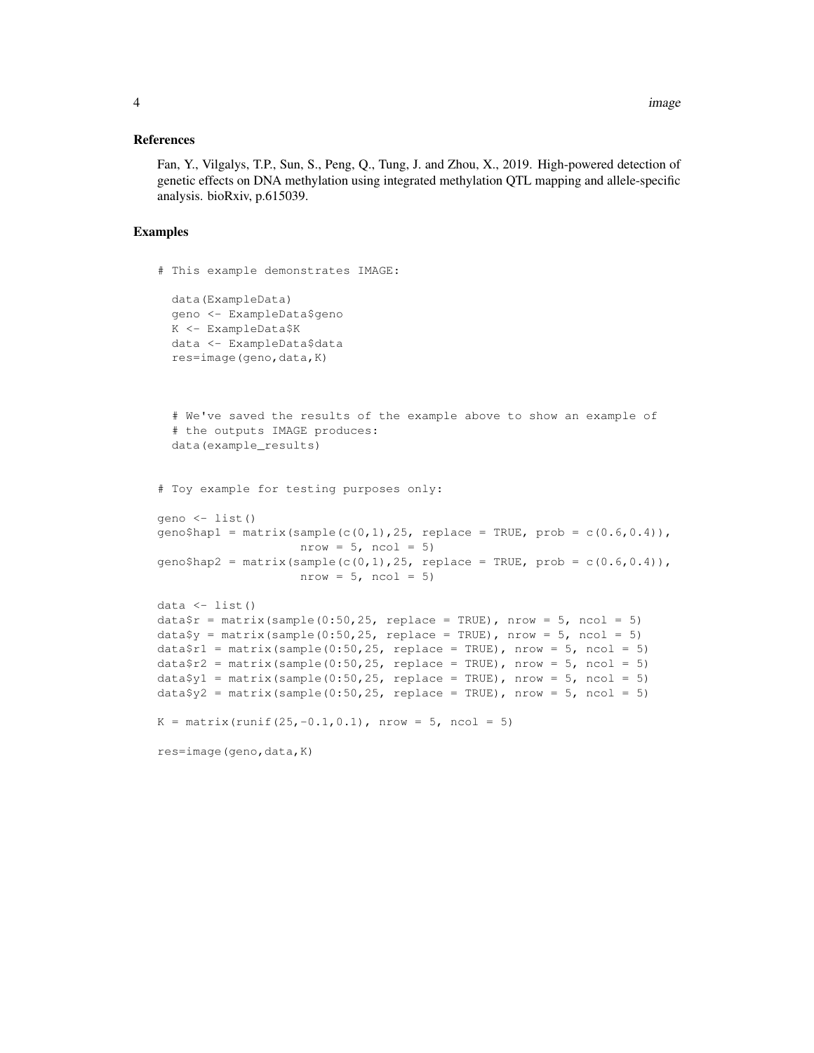## References

Fan, Y., Vilgalys, T.P., Sun, S., Peng, Q., Tung, J. and Zhou, X., 2019. High-powered detection of genetic effects on DNA methylation using integrated methylation QTL mapping and allele-specific analysis. bioRxiv, p.615039.

## Examples

```
# This example demonstrates IMAGE:

  data(ExampleData)
  geno <- ExampleData$geno
  K <- ExampleData$K
  data <- ExampleData$data
  res=image(geno,data,K)



  # We've saved the results of the example above to show an example of
  # the outputs IMAGE produces:
  data(example_results)


# Toy example for testing purposes only:

geno <- list()
geno$hap1 = matrix(sample(c(0,1),25, replace = TRUE, prob = c(0.6,0.4)),
                   nrow = 5, ncol = 5)
geno$hap2 = matrix(sample(c(0,1),25, replace = TRUE, prob = c(0.6,0.4)),
                   nrow = 5, ncol = 5)

data <- list()
data$r = matrix(sample(0:50,25, replace = TRUE), nrow = 5, ncol = 5)
data$y = matrix(sample(0:50,25, replace = TRUE), nrow = 5, ncol = 5)
data$r1 = matrix(sample(0:50,25, replace = TRUE), nrow = 5, ncol = 5)
data$r2 = matrix(sample(0:50,25, replace = TRUE), nrow = 5, ncol = 5)
data$y1 = matrix(sample(0:50,25, replace = TRUE), nrow = 5, ncol = 5)
data$y2 = matrix(sample(0:50,25, replace = TRUE), nrow = 5, ncol = 5)

K = matrix(runif(25,-0.1,0.1), nrow = 5, ncol = 5)

res=image(geno,data,K)
```